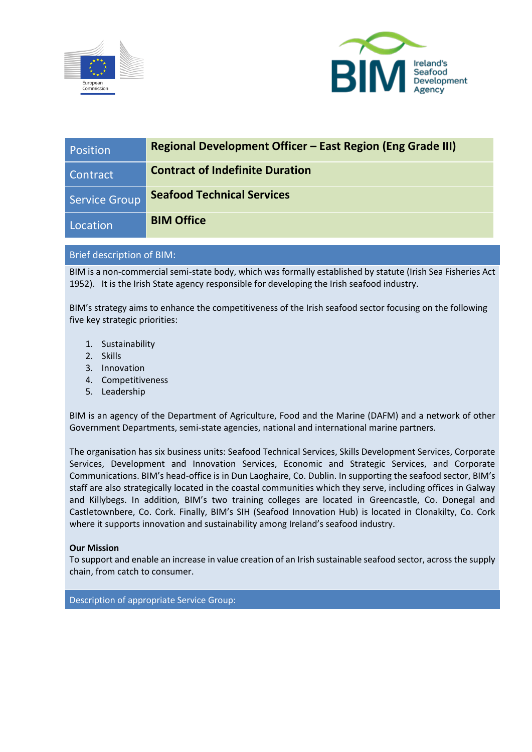| Position | Regional Development Officer – East Region (Eng Grade III) |
| --- | --- |
| Contract | Contract of Indefinite Duration |
| Service Group | Seafood Technical Services |
| Location | BIM Office |

## Brief description of BIM:

BIM is a non-commercial semi-state body, which was formally established by statute (Irish Sea Fisheries Act 1952). It is the Irish State agency responsible for developing the Irish seafood industry.

BIM's strategy aims to enhance the competitiveness of the Irish seafood sector focusing on the following five key strategic priorities:

1. Sustainability
2. Skills
3. Innovation
4. Competitiveness
5. Leadership

BIM is an agency of the Department of Agriculture, Food and the Marine (DAFM) and a network of other Government Departments, semi-state agencies, national and international marine partners.

The organisation has six business units: Seafood Technical Services, Skills Development Services, Corporate Services, Development and Innovation Services, Economic and Strategic Services, and Corporate Communications. BIM's head-office is in Dun Laoghaire, Co. Dublin. In supporting the seafood sector, BIM's staff are also strategically located in the coastal communities which they serve, including offices in Galway and Killybegs. In addition, BIM's two training colleges are located in Greencastle, Co. Donegal and Castletownbere, Co. Cork. Finally, BIM's SIH (Seafood Innovation Hub) is located in Clonakilty, Co. Cork where it supports innovation and sustainability among Ireland's seafood industry.

**Our Mission**
To support and enable an increase in value creation of an Irish sustainable seafood sector, across the supply chain, from catch to consumer.

## Description of appropriate Service Group: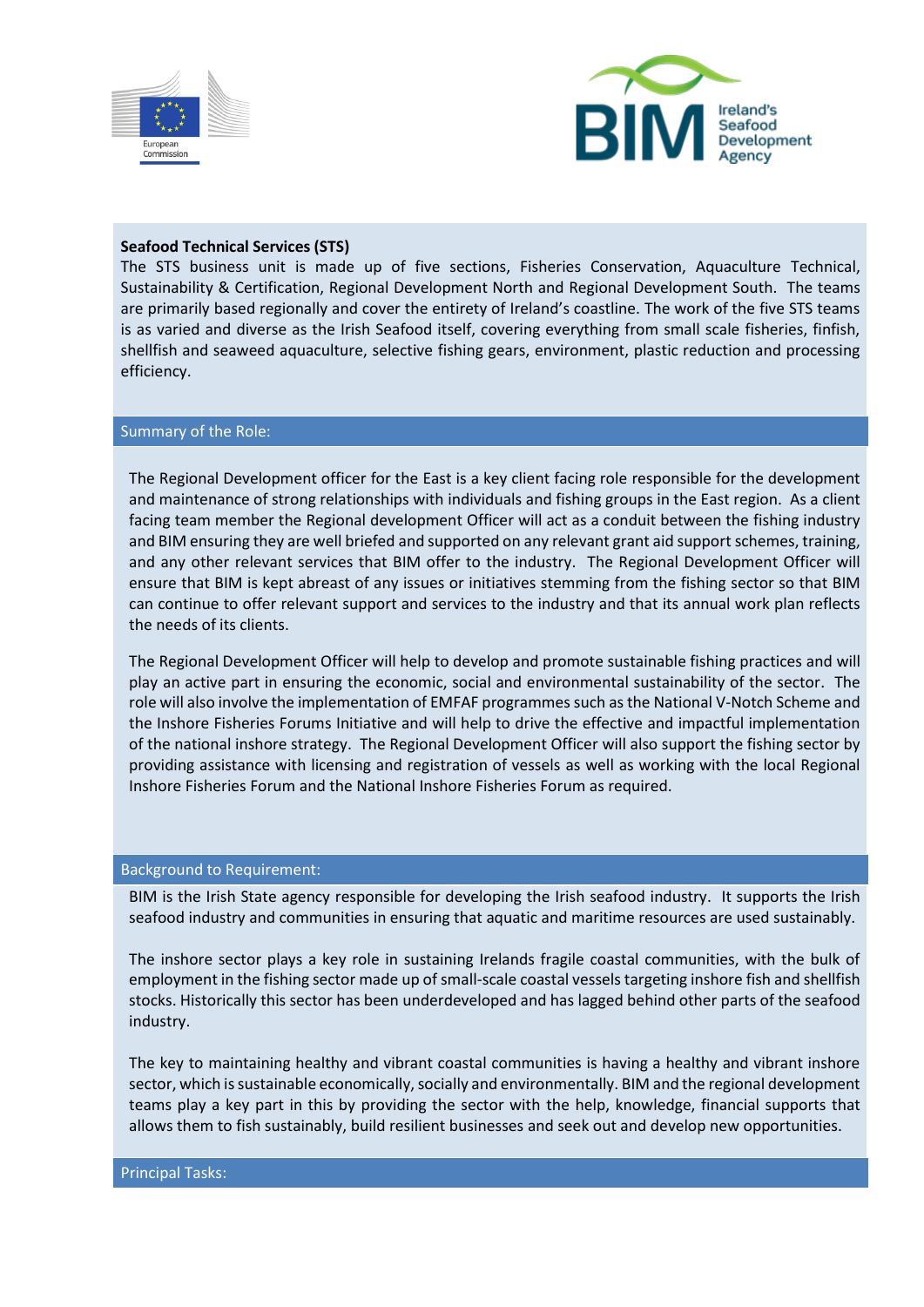**Seafood Technical Services (STS)**

The STS business unit is made up of five sections, Fisheries Conservation, Aquaculture Technical, Sustainability & Certification, Regional Development North and Regional Development South. The teams are primarily based regionally and cover the entirety of Ireland's coastline. The work of the five STS teams is as varied and diverse as the Irish Seafood itself, covering everything from small scale fisheries, finfish, shellfish and seaweed aquaculture, selective fishing gears, environment, plastic reduction and processing efficiency.

## Summary of the Role:

The Regional Development officer for the East is a key client facing role responsible for the development and maintenance of strong relationships with individuals and fishing groups in the East region. As a client facing team member the Regional development Officer will act as a conduit between the fishing industry and BIM ensuring they are well briefed and supported on any relevant grant aid support schemes, training, and any other relevant services that BIM offer to the industry. The Regional Development Officer will ensure that BIM is kept abreast of any issues or initiatives stemming from the fishing sector so that BIM can continue to offer relevant support and services to the industry and that its annual work plan reflects the needs of its clients.

The Regional Development Officer will help to develop and promote sustainable fishing practices and will play an active part in ensuring the economic, social and environmental sustainability of the sector. The role will also involve the implementation of EMFAF programmes such as the National V-Notch Scheme and the Inshore Fisheries Forums Initiative and will help to drive the effective and impactful implementation of the national inshore strategy. The Regional Development Officer will also support the fishing sector by providing assistance with licensing and registration of vessels as well as working with the local Regional Inshore Fisheries Forum and the National Inshore Fisheries Forum as required.

## Background to Requirement:

BIM is the Irish State agency responsible for developing the Irish seafood industry. It supports the Irish seafood industry and communities in ensuring that aquatic and maritime resources are used sustainably.

The inshore sector plays a key role in sustaining Irelands fragile coastal communities, with the bulk of employment in the fishing sector made up of small-scale coastal vessels targeting inshore fish and shellfish stocks. Historically this sector has been underdeveloped and has lagged behind other parts of the seafood industry.

The key to maintaining healthy and vibrant coastal communities is having a healthy and vibrant inshore sector, which is sustainable economically, socially and environmentally. BIM and the regional development teams play a key part in this by providing the sector with the help, knowledge, financial supports that allows them to fish sustainably, build resilient businesses and seek out and develop new opportunities.

## Principal Tasks: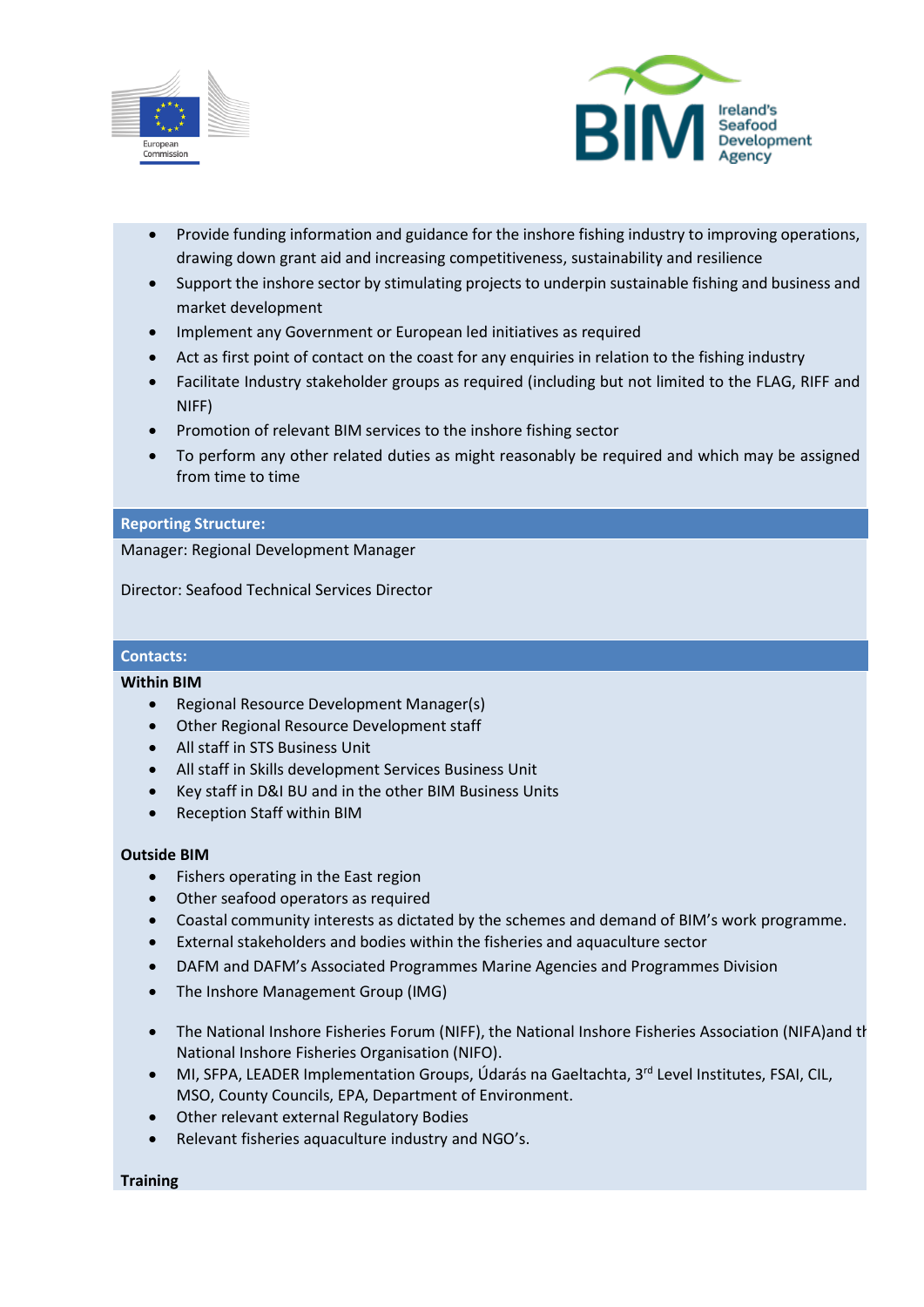- Provide funding information and guidance for the inshore fishing industry to improving operations, drawing down grant aid and increasing competitiveness, sustainability and resilience
- Support the inshore sector by stimulating projects to underpin sustainable fishing and business and market development
- Implement any Government or European led initiatives as required
- Act as first point of contact on the coast for any enquiries in relation to the fishing industry
- Facilitate Industry stakeholder groups as required (including but not limited to the FLAG, RIFF and NIFF)
- Promotion of relevant BIM services to the inshore fishing sector
- To perform any other related duties as might reasonably be required and which may be assigned from time to time

## Reporting Structure:

Manager: Regional Development Manager

Director: Seafood Technical Services Director

## Contacts:

**Within BIM**

- Regional Resource Development Manager(s)
- Other Regional Resource Development staff
- All staff in STS Business Unit
- All staff in Skills development Services Business Unit
- Key staff in D&I BU and in the other BIM Business Units
- Reception Staff within BIM

**Outside BIM**

- Fishers operating in the East region
- Other seafood operators as required
- Coastal community interests as dictated by the schemes and demand of BIM's work programme.
- External stakeholders and bodies within the fisheries and aquaculture sector
- DAFM and DAFM's Associated Programmes Marine Agencies and Programmes Division
- The Inshore Management Group (IMG)
- The National Inshore Fisheries Forum (NIFF), the National Inshore Fisheries Association (NIFA)and th National Inshore Fisheries Organisation (NIFO).
- MI, SFPA, LEADER Implementation Groups, Údarás na Gaeltachta, 3rd Level Institutes, FSAI, CIL, MSO, County Councils, EPA, Department of Environment.
- Other relevant external Regulatory Bodies
- Relevant fisheries aquaculture industry and NGO's.

**Training**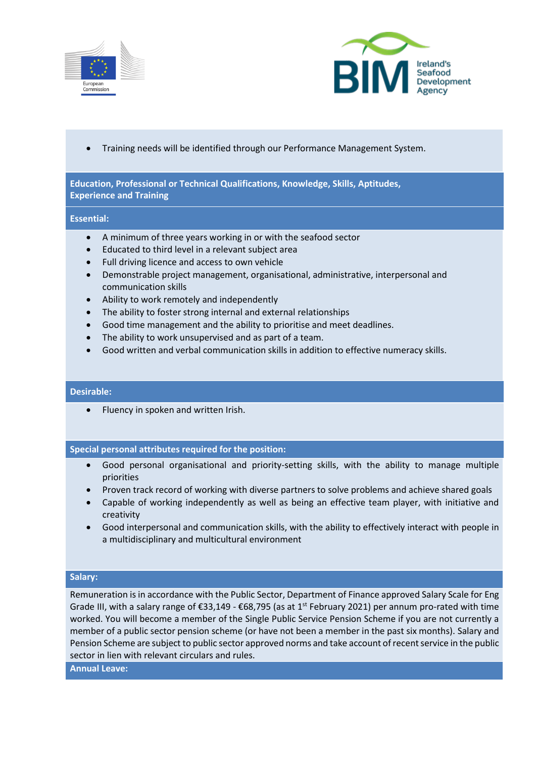- Training needs will be identified through our Performance Management System.

## Education, Professional or Technical Qualifications, Knowledge, Skills, Aptitudes, Experience and Training

### Essential:

- A minimum of three years working in or with the seafood sector
- Educated to third level in a relevant subject area
- Full driving licence and access to own vehicle
- Demonstrable project management, organisational, administrative, interpersonal and communication skills
- Ability to work remotely and independently
- The ability to foster strong internal and external relationships
- Good time management and the ability to prioritise and meet deadlines.
- The ability to work unsupervised and as part of a team.
- Good written and verbal communication skills in addition to effective numeracy skills.

### Desirable:

- Fluency in spoken and written Irish.

## Special personal attributes required for the position:

- Good personal organisational and priority-setting skills, with the ability to manage multiple priorities
- Proven track record of working with diverse partners to solve problems and achieve shared goals
- Capable of working independently as well as being an effective team player, with initiative and creativity
- Good interpersonal and communication skills, with the ability to effectively interact with people in a multidisciplinary and multicultural environment

## Salary:

Remuneration is in accordance with the Public Sector, Department of Finance approved Salary Scale for Eng Grade III, with a salary range of €33,149 - €68,795 (as at 1st February 2021) per annum pro-rated with time worked. You will become a member of the Single Public Service Pension Scheme if you are not currently a member of a public sector pension scheme (or have not been a member in the past six months). Salary and Pension Scheme are subject to public sector approved norms and take account of recent service in the public sector in lien with relevant circulars and rules.

## Annual Leave: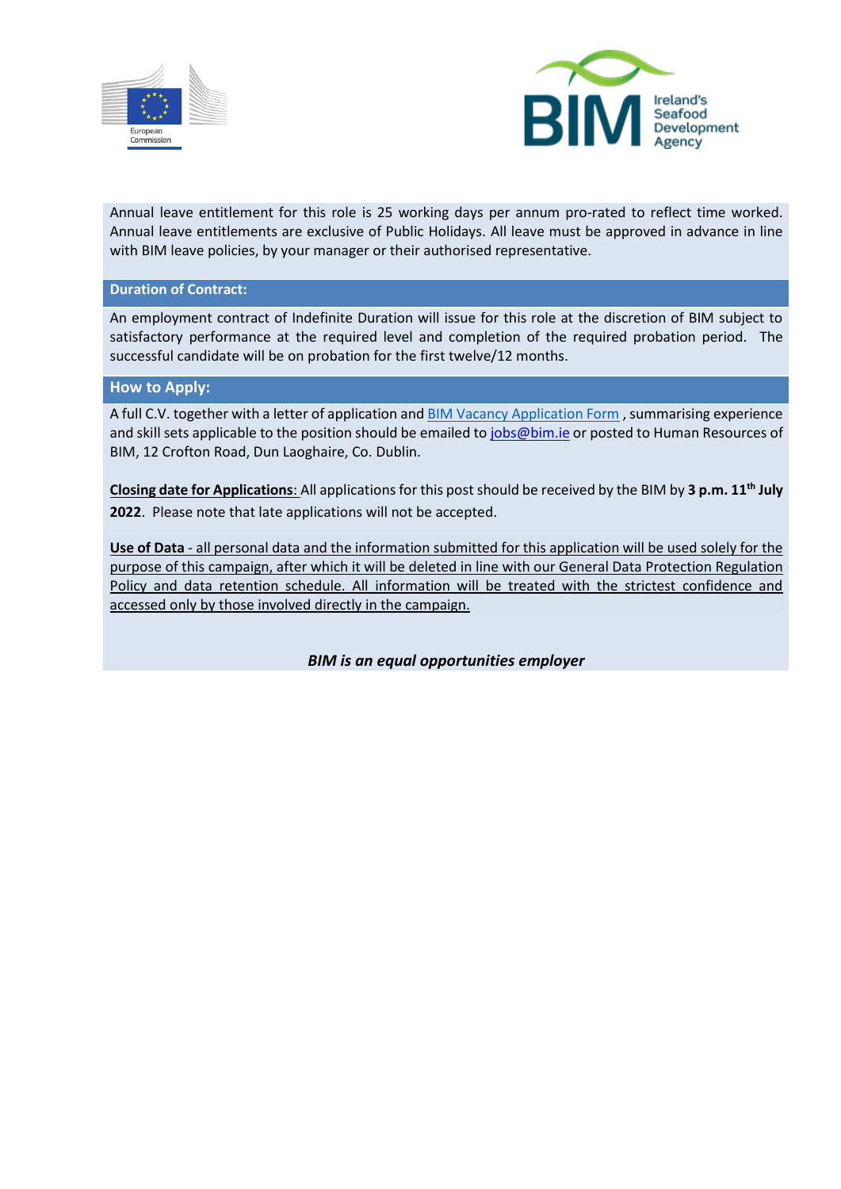Annual leave entitlement for this role is 25 working days per annum pro-rated to reflect time worked. Annual leave entitlements are exclusive of Public Holidays. All leave must be approved in advance in line with BIM leave policies, by your manager or their authorised representative.

## Duration of Contract:

An employment contract of Indefinite Duration will issue for this role at the discretion of BIM subject to satisfactory performance at the required level and completion of the required probation period. The successful candidate will be on probation for the first twelve/12 months.

## How to Apply:

A full C.V. together with a letter of application and BIM Vacancy Application Form , summarising experience and skill sets applicable to the position should be emailed to jobs@bim.ie or posted to Human Resources of BIM, 12 Crofton Road, Dun Laoghaire, Co. Dublin.

**Closing date for Applications**: All applications for this post should be received by the BIM by **3 p.m. 11th July 2022**. Please note that late applications will not be accepted.

**Use of Data** - all personal data and the information submitted for this application will be used solely for the purpose of this campaign, after which it will be deleted in line with our General Data Protection Regulation Policy and data retention schedule. All information will be treated with the strictest confidence and accessed only by those involved directly in the campaign.

***BIM is an equal opportunities employer***